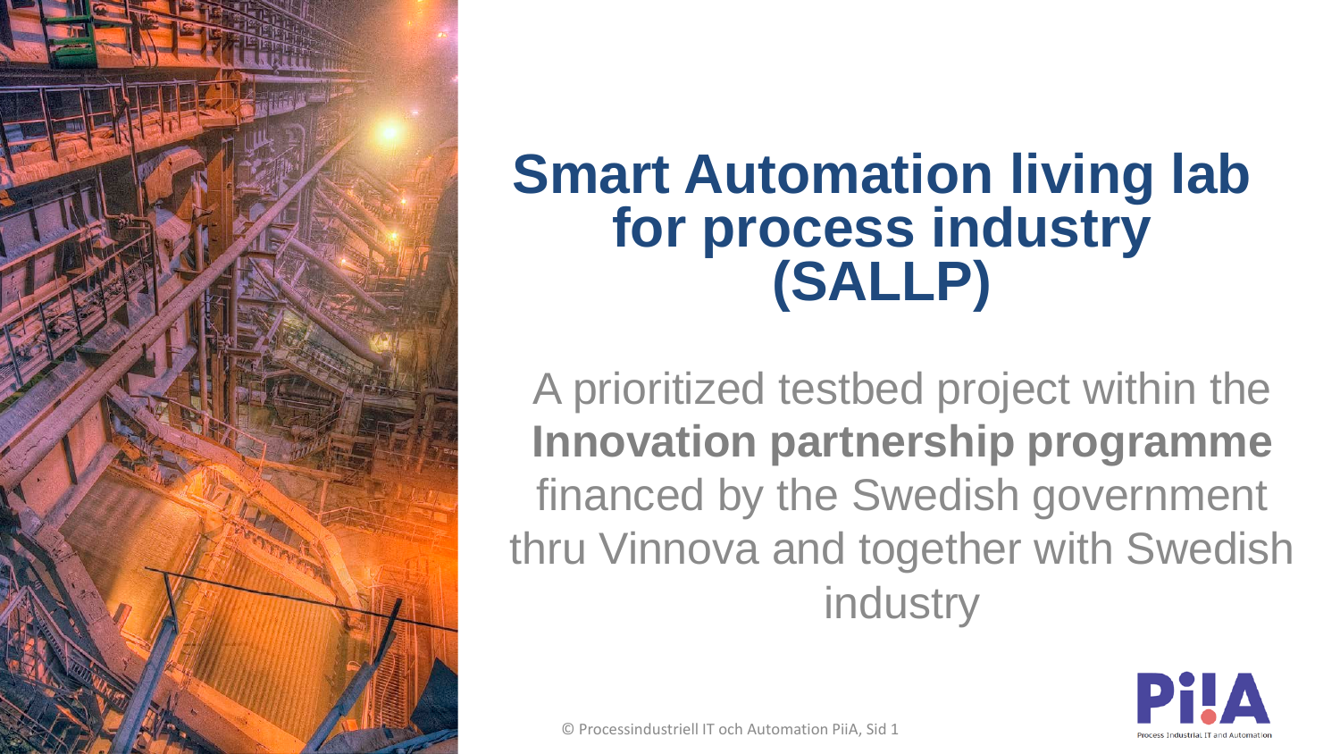# Smart Automation living lab for process industry (SALLP)

A prioritized testbed project within the **Innovation partnership programme** financed by the Swedish government thru Vinnova and together with Swedish industry

© Processindustriell IT och Automation PiiA, Sid 1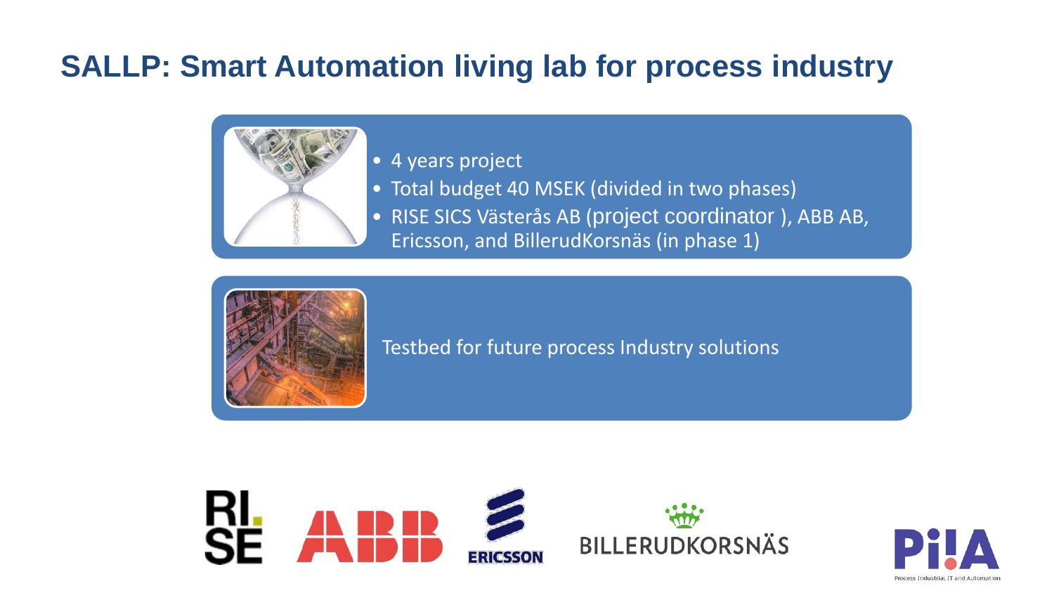# SALLP: Smart Automation living lab for process industry

- 4 years project
- Total budget 40 MSEK (divided in two phases)
- RISE SICS Västerås AB (project coordinator ), ABB AB, Ericsson, and BillerudKorsnäs (in phase 1)

Testbed for future process Industry solutions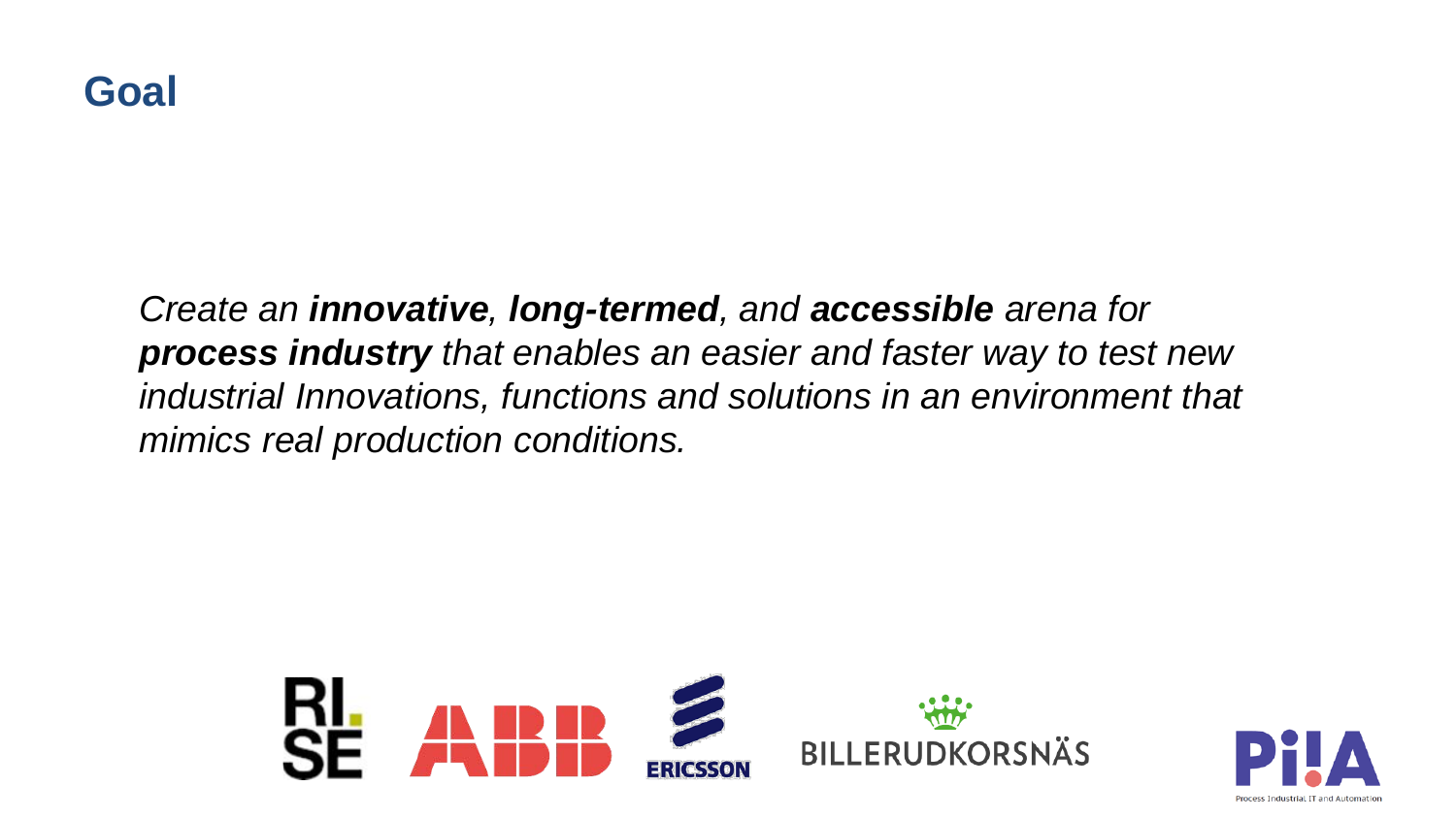# Goal

*Create an **innovative**, **long-termed**, and **accessible** arena for **process industry** that enables an easier and faster way to test new industrial Innovations, functions and solutions in an environment that mimics real production conditions.*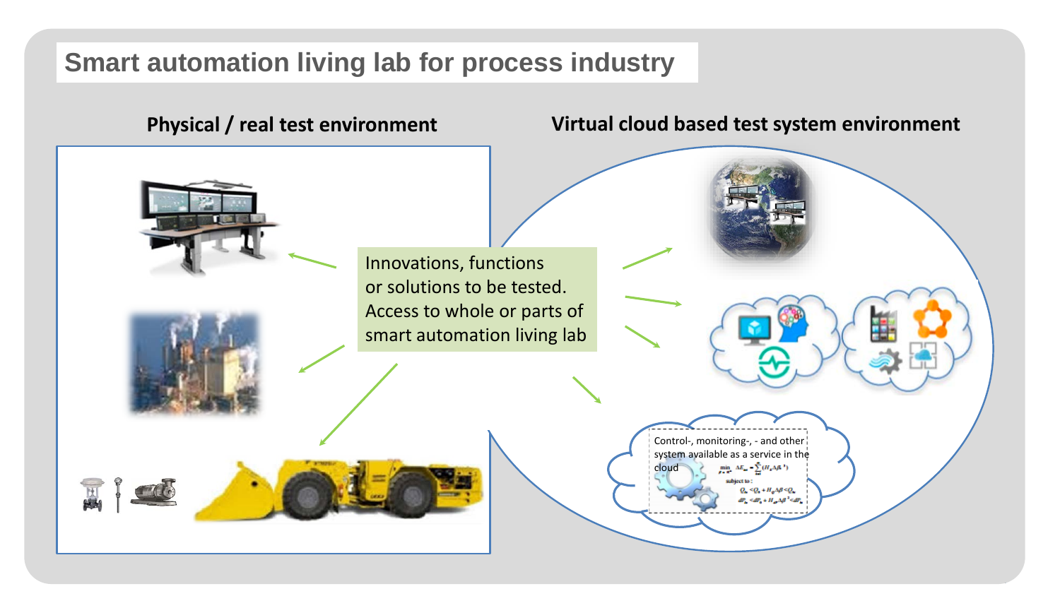# Smart automation living lab for process industry

**Physical / real test environment**

**Virtual cloud based test system environment**

Innovations, functions or solutions to be tested. Access to whole or parts of smart automation living lab

Control-, monitoring-, - and other system available as a service in the cloud

$$\min_{\beta \in R^n} \Delta E_{\text{tot}} = \sum_{k=1}^{n} (H_k \Delta \beta^k)$$

subject to:

$$Q_m < Q_n + H_Q \Delta \beta < Q_M$$

$$dP_m < dP_n + H_{dP} \Delta \beta^k < dP_M$$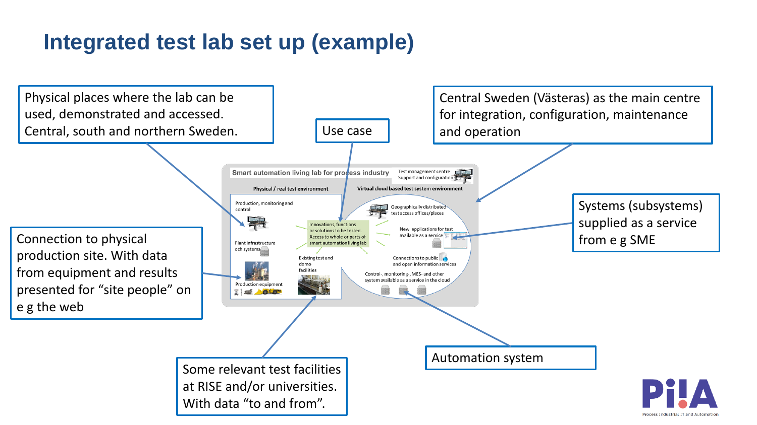# Integrated test lab set up (example)

Physical places where the lab can be used, demonstrated and accessed. Central, south and northern Sweden.

Use case

Central Sweden (Västeras) as the main centre for integration, configuration, maintenance and operation

Systems (subsystems) supplied as a service from e g SME

Connection to physical production site. With data from equipment and results presented for "site people" on e g the web

Some relevant test facilities at RISE and/or universities. With data "to and from".

Automation system

Smart automation living lab for process industry

Test management centre
Support and configuration

Physical / real test environment

Virtual cloud based test system environment

Production, monitoring and control

Plant infrastructure och systems

Production equipment

Innovations, functions or solutions to be tested. Access to whole or parts of smart automation living lab

Existing test and demo facilities

Geographically distributed test access offices/places

New applications for test available as a service

Connections to public and open information services

Control-, monitoring-, MES- and other system available as a service in the cloud

PI!A
Process Industrial IT and Automation